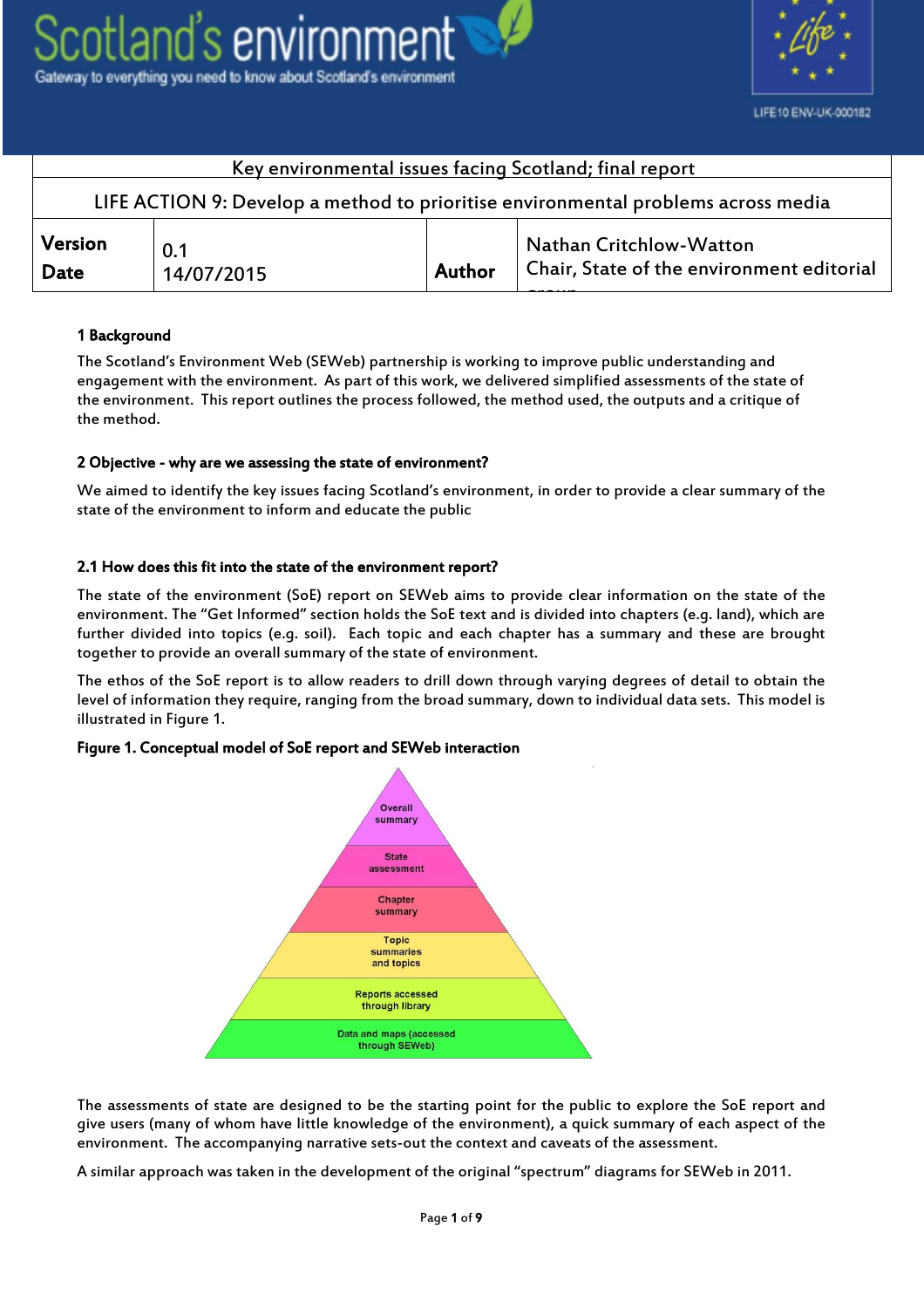Scotland's environment

Gateway to everything you need to know about Scotland's environment

LIFE10 ENV-UK-000182

| Key environmental issues facing Scotland; final report | | | |
|---|---|---|---|
| LIFE ACTION 9: Develop a method to prioritise environmental problems across media | | | |
| **Version** **Date** | 0.1 14/07/2015 | **Author** | Nathan Critchlow-Watton Chair, State of the environment editorial group |

## 1 Background

The Scotland's Environment Web (SEWeb) partnership is working to improve public understanding and engagement with the environment. As part of this work, we delivered simplified assessments of the state of the environment. This report outlines the process followed, the method used, the outputs and a critique of the method.

## 2 Objective - why are we assessing the state of environment?

We aimed to identify the key issues facing Scotland's environment, in order to provide a clear summary of the state of the environment to inform and educate the public

### 2.1 How does this fit into the state of the environment report?

The state of the environment (SoE) report on SEWeb aims to provide clear information on the state of the environment. The "Get Informed" section holds the SoE text and is divided into chapters (e.g. land), which are further divided into topics (e.g. soil). Each topic and each chapter has a summary and these are brought together to provide an overall summary of the state of environment.

The ethos of the SoE report is to allow readers to drill down through varying degrees of detail to obtain the level of information they require, ranging from the broad summary, down to individual data sets. This model is illustrated in Figure 1.

**Figure 1. Conceptual model of SoE report and SEWeb interaction**

- Overall summary
- State assessment
- Chapter summary
- Topic summaries and topics
- Reports accessed through library
- Data and maps (accessed through SEWeb)

The assessments of state are designed to be the starting point for the public to explore the SoE report and give users (many of whom have little knowledge of the environment), a quick summary of each aspect of the environment. The accompanying narrative sets-out the context and caveats of the assessment.

A similar approach was taken in the development of the original "spectrum" diagrams for SEWeb in 2011.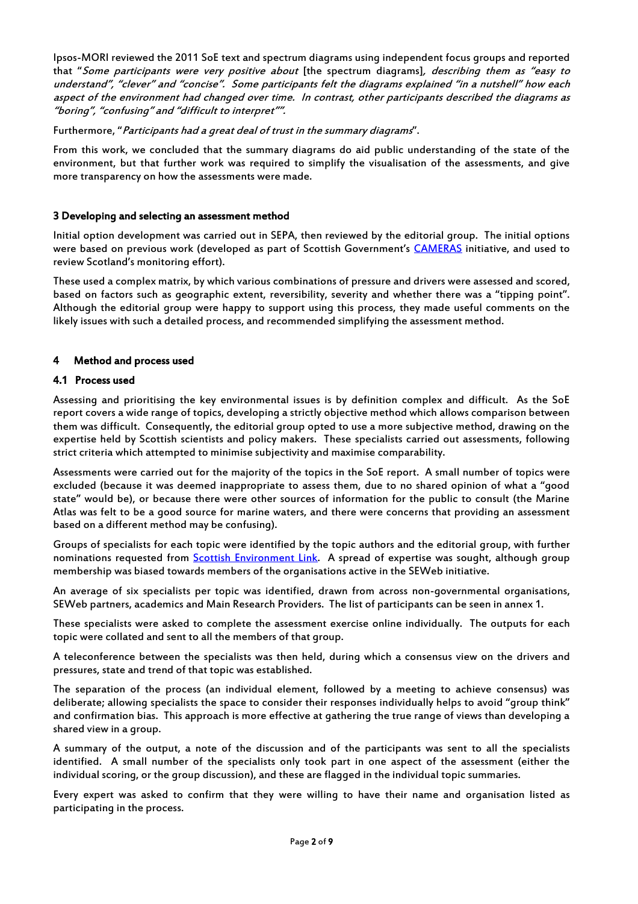Ipsos-MORI reviewed the 2011 SoE text and spectrum diagrams using independent focus groups and reported that "*Some participants were very positive about* [the spectrum diagrams]*, describing them as "easy to understand", "clever" and "concise". Some participants felt the diagrams explained "in a nutshell" how each aspect of the environment had changed over time. In contrast, other participants described the diagrams as "boring", "confusing" and "difficult to interpret"".*

Furthermore, "*Participants had a great deal of trust in the summary diagrams*".

From this work, we concluded that the summary diagrams do aid public understanding of the state of the environment, but that further work was required to simplify the visualisation of the assessments, and give more transparency on how the assessments were made.

### 3 Developing and selecting an assessment method

Initial option development was carried out in SEPA, then reviewed by the editorial group. The initial options were based on previous work (developed as part of Scottish Government's CAMERAS initiative, and used to review Scotland's monitoring effort).

These used a complex matrix, by which various combinations of pressure and drivers were assessed and scored, based on factors such as geographic extent, reversibility, severity and whether there was a "tipping point". Although the editorial group were happy to support using this process, they made useful comments on the likely issues with such a detailed process, and recommended simplifying the assessment method.

### 4 Method and process used

#### 4.1 Process used

Assessing and prioritising the key environmental issues is by definition complex and difficult. As the SoE report covers a wide range of topics, developing a strictly objective method which allows comparison between them was difficult. Consequently, the editorial group opted to use a more subjective method, drawing on the expertise held by Scottish scientists and policy makers. These specialists carried out assessments, following strict criteria which attempted to minimise subjectivity and maximise comparability.

Assessments were carried out for the majority of the topics in the SoE report. A small number of topics were excluded (because it was deemed inappropriate to assess them, due to no shared opinion of what a "good state" would be), or because there were other sources of information for the public to consult (the Marine Atlas was felt to be a good source for marine waters, and there were concerns that providing an assessment based on a different method may be confusing).

Groups of specialists for each topic were identified by the topic authors and the editorial group, with further nominations requested from Scottish Environment Link. A spread of expertise was sought, although group membership was biased towards members of the organisations active in the SEWeb initiative.

An average of six specialists per topic was identified, drawn from across non-governmental organisations, SEWeb partners, academics and Main Research Providers. The list of participants can be seen in annex 1.

These specialists were asked to complete the assessment exercise online individually. The outputs for each topic were collated and sent to all the members of that group.

A teleconference between the specialists was then held, during which a consensus view on the drivers and pressures, state and trend of that topic was established.

The separation of the process (an individual element, followed by a meeting to achieve consensus) was deliberate; allowing specialists the space to consider their responses individually helps to avoid "group think" and confirmation bias. This approach is more effective at gathering the true range of views than developing a shared view in a group.

A summary of the output, a note of the discussion and of the participants was sent to all the specialists identified. A small number of the specialists only took part in one aspect of the assessment (either the individual scoring, or the group discussion), and these are flagged in the individual topic summaries.

Every expert was asked to confirm that they were willing to have their name and organisation listed as participating in the process.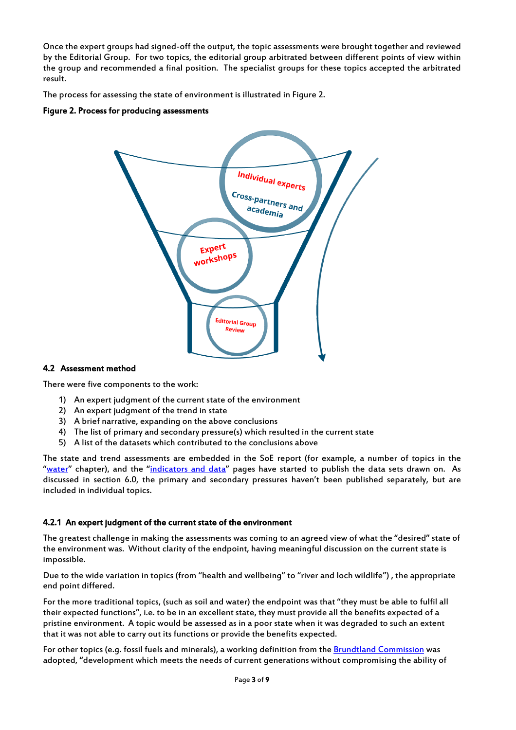Once the expert groups had signed-off the output, the topic assessments were brought together and reviewed by the Editorial Group. For two topics, the editorial group arbitrated between different points of view within the group and recommended a final position. The specialist groups for these topics accepted the arbitrated result.

The process for assessing the state of environment is illustrated in Figure 2.

**Figure 2. Process for producing assessments**

Individual experts

Cross-partners and academia

Expert workshops

Editorial Group Review

### 4.2 Assessment method

There were five components to the work:

1) An expert judgment of the current state of the environment
2) An expert judgment of the trend in state
3) A brief narrative, expanding on the above conclusions
4) The list of primary and secondary pressure(s) which resulted in the current state
5) A list of the datasets which contributed to the conclusions above

The state and trend assessments are embedded in the SoE report (for example, a number of topics in the "water" chapter), and the "indicators and data" pages have started to publish the data sets drawn on. As discussed in section 6.0, the primary and secondary pressures haven't been published separately, but are included in individual topics.

#### 4.2.1 An expert judgment of the current state of the environment

The greatest challenge in making the assessments was coming to an agreed view of what the "desired" state of the environment was. Without clarity of the endpoint, having meaningful discussion on the current state is impossible.

Due to the wide variation in topics (from "health and wellbeing" to "river and loch wildlife") , the appropriate end point differed.

For the more traditional topics, (such as soil and water) the endpoint was that "they must be able to fulfil all their expected functions", i.e. to be in an excellent state, they must provide all the benefits expected of a pristine environment. A topic would be assessed as in a poor state when it was degraded to such an extent that it was not able to carry out its functions or provide the benefits expected.

For other topics (e.g. fossil fuels and minerals), a working definition from the Brundtland Commission was adopted, "development which meets the needs of current generations without compromising the ability of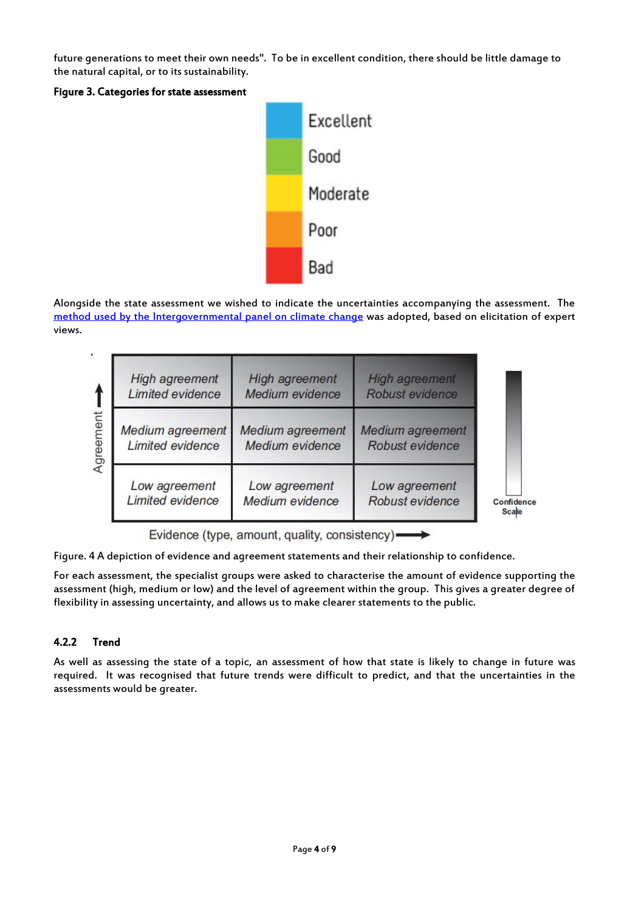future generations to meet their own needs". To be in excellent condition, there should be little damage to the natural capital, or to its sustainability.

**Figure 3. Categories for state assessment**

| Category |
|---|
| Excellent |
| Good |
| Moderate |
| Poor |
| Bad |

Alongside the state assessment we wished to indicate the uncertainties accompanying the assessment. The method used by the Intergovernmental panel on climate change was adopted, based on elicitation of expert views.

| Agreement ↑ / Evidence (type, amount, quality, consistency) → | | |
|---|---|---|
| *High agreement Limited evidence* | *High agreement Medium evidence* | *High agreement Robust evidence* |
| *Medium agreement Limited evidence* | *Medium agreement Medium evidence* | *Medium agreement Robust evidence* |
| *Low agreement Limited evidence* | *Low agreement Medium evidence* | *Low agreement Robust evidence* |

Confidence Scale

Figure. 4 A depiction of evidence and agreement statements and their relationship to confidence.

For each assessment, the specialist groups were asked to characterise the amount of evidence supporting the assessment (high, medium or low) and the level of agreement within the group. This gives a greater degree of flexibility in assessing uncertainty, and allows us to make clearer statements to the public.

### 4.2.2 Trend

As well as assessing the state of a topic, an assessment of how that state is likely to change in future was required. It was recognised that future trends were difficult to predict, and that the uncertainties in the assessments would be greater.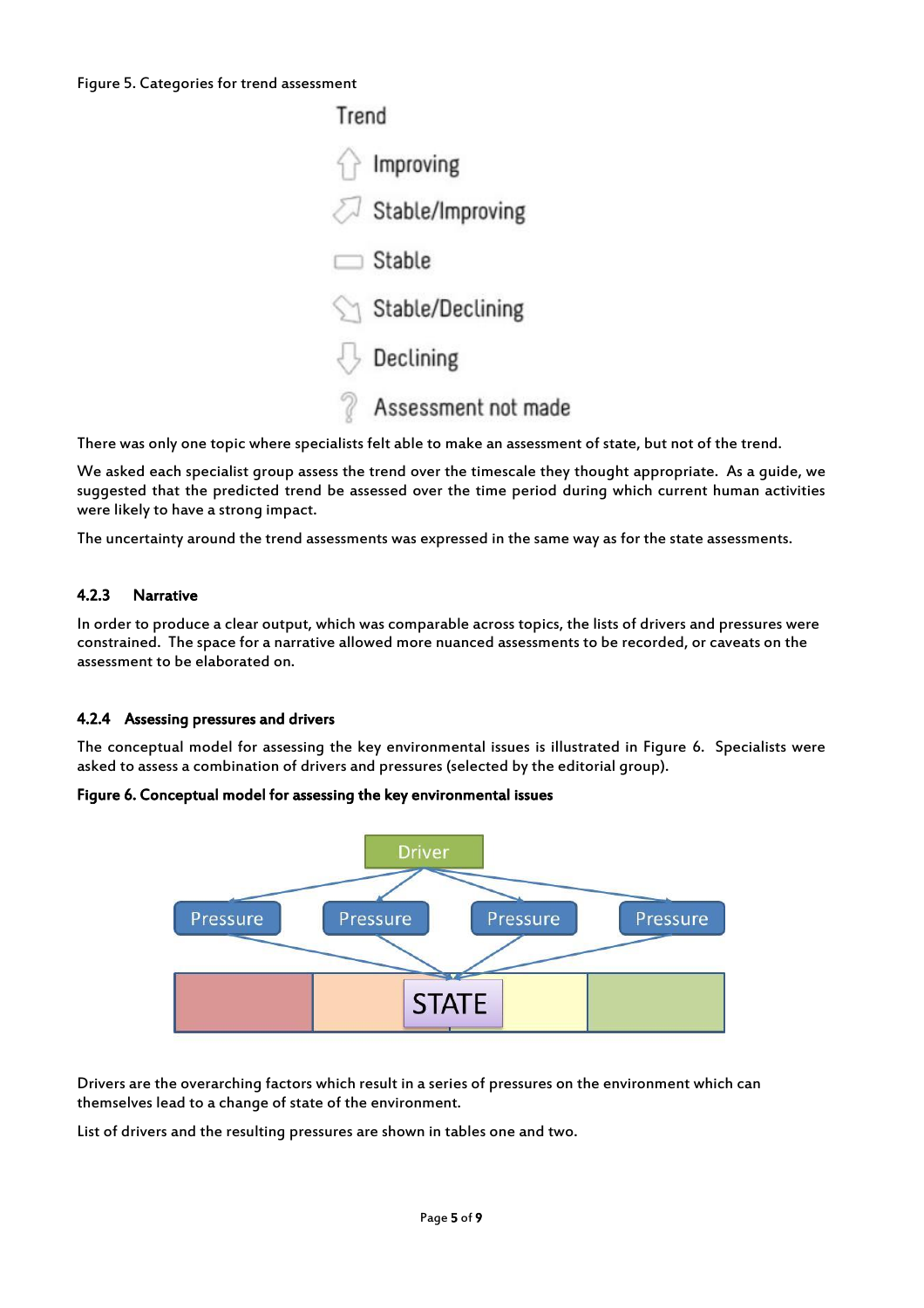Figure 5. Categories for trend assessment

Trend

- Improving
- Stable/Improving
- Stable
- Stable/Declining
- Declining
- Assessment not made

There was only one topic where specialists felt able to make an assessment of state, but not of the trend.

We asked each specialist group assess the trend over the timescale they thought appropriate. As a guide, we suggested that the predicted trend be assessed over the time period during which current human activities were likely to have a strong impact.

The uncertainty around the trend assessments was expressed in the same way as for the state assessments.

### 4.2.3 Narrative

In order to produce a clear output, which was comparable across topics, the lists of drivers and pressures were constrained. The space for a narrative allowed more nuanced assessments to be recorded, or caveats on the assessment to be elaborated on.

### 4.2.4 Assessing pressures and drivers

The conceptual model for assessing the key environmental issues is illustrated in Figure 6. Specialists were asked to assess a combination of drivers and pressures (selected by the editorial group).

**Figure 6. Conceptual model for assessing the key environmental issues**

Driver

Pressure | Pressure | Pressure | Pressure

STATE

Drivers are the overarching factors which result in a series of pressures on the environment which can themselves lead to a change of state of the environment.

List of drivers and the resulting pressures are shown in tables one and two.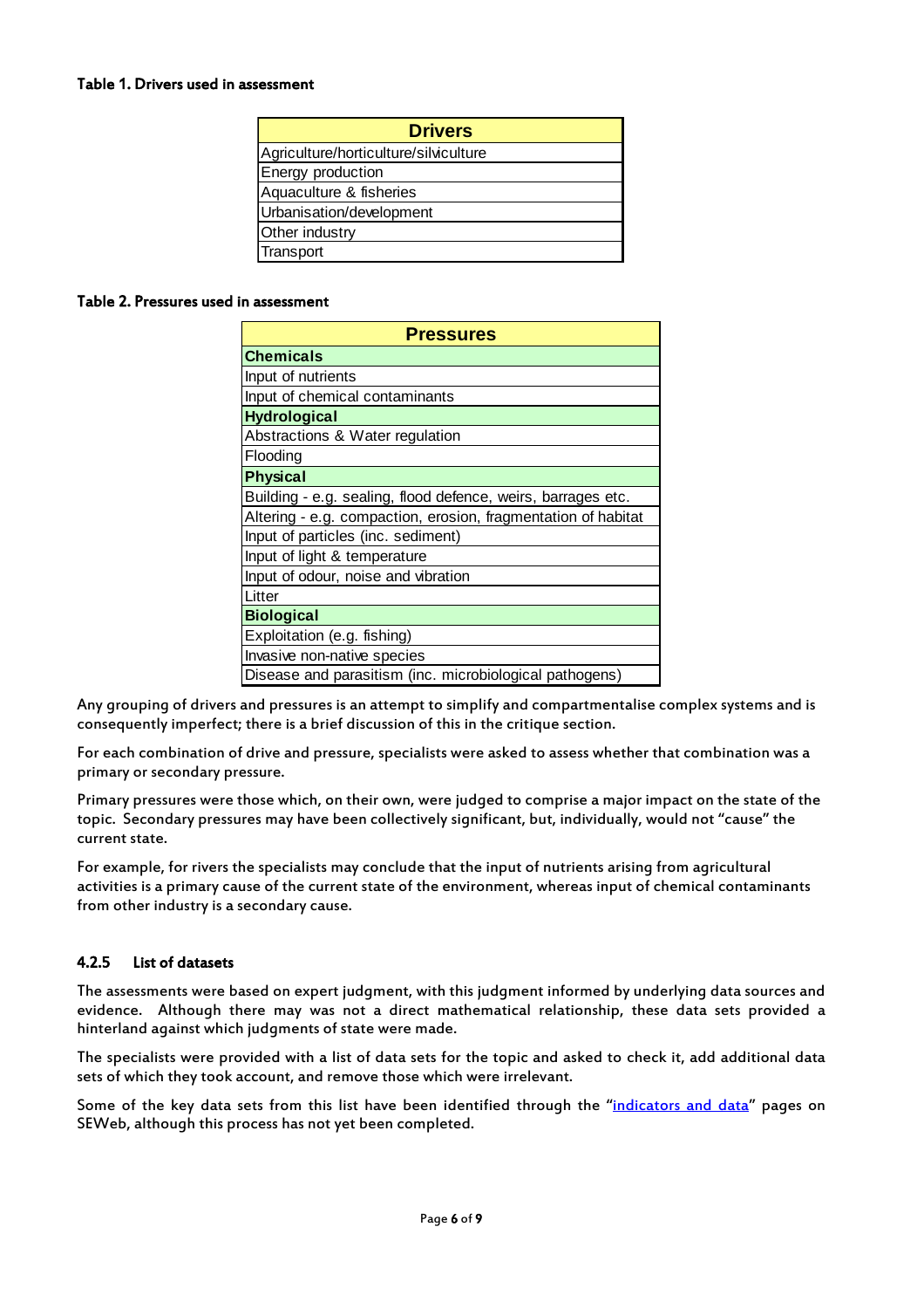**Table 1. Drivers used in assessment**

| Drivers |
|---|
| Agriculture/horticulture/silviculture |
| Energy production |
| Aquaculture & fisheries |
| Urbanisation/development |
| Other industry |
| Transport |

**Table 2. Pressures used in assessment**

| Pressures |
|---|
| **Chemicals** |
| Input of nutrients |
| Input of chemical contaminants |
| **Hydrological** |
| Abstractions & Water regulation |
| Flooding |
| **Physical** |
| Building - e.g. sealing, flood defence, weirs, barrages etc. |
| Altering - e.g. compaction, erosion, fragmentation of habitat |
| Input of particles (inc. sediment) |
| Input of light & temperature |
| Input of odour, noise and vibration |
| Litter |
| **Biological** |
| Exploitation (e.g. fishing) |
| Invasive non-native species |
| Disease and parasitism (inc. microbiological pathogens) |

Any grouping of drivers and pressures is an attempt to simplify and compartmentalise complex systems and is consequently imperfect; there is a brief discussion of this in the critique section.

For each combination of drive and pressure, specialists were asked to assess whether that combination was a primary or secondary pressure.

Primary pressures were those which, on their own, were judged to comprise a major impact on the state of the topic. Secondary pressures may have been collectively significant, but, individually, would not "cause" the current state.

For example, for rivers the specialists may conclude that the input of nutrients arising from agricultural activities is a primary cause of the current state of the environment, whereas input of chemical contaminants from other industry is a secondary cause.

### 4.2.5 List of datasets

The assessments were based on expert judgment, with this judgment informed by underlying data sources and evidence. Although there may was not a direct mathematical relationship, these data sets provided a hinterland against which judgments of state were made.

The specialists were provided with a list of data sets for the topic and asked to check it, add additional data sets of which they took account, and remove those which were irrelevant.

Some of the key data sets from this list have been identified through the "indicators and data" pages on SEWeb, although this process has not yet been completed.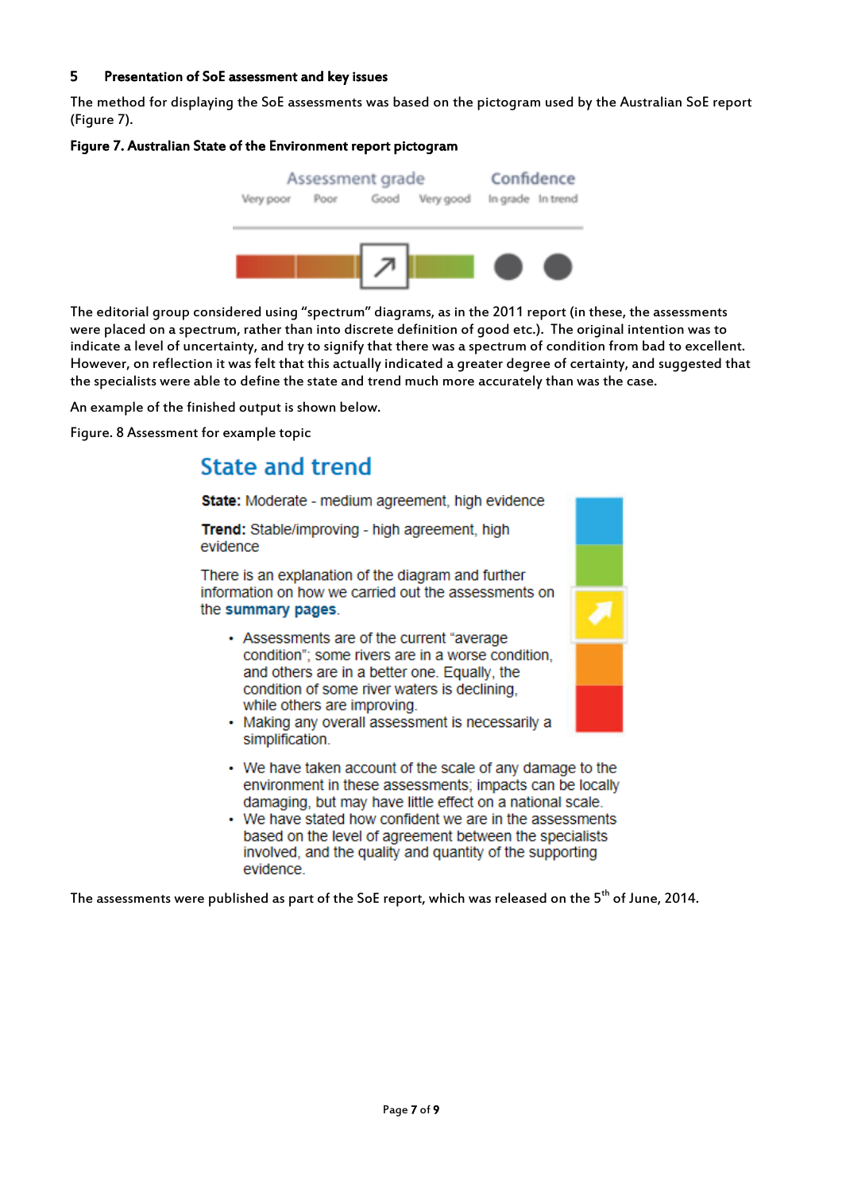## 5 Presentation of SoE assessment and key issues

The method for displaying the SoE assessments was based on the pictogram used by the Australian SoE report (Figure 7).

**Figure 7. Australian State of the Environment report pictogram**

Assessment grade: Very poor, Poor, Good, Very good

Confidence: In grade, In trend

The editorial group considered using "spectrum" diagrams, as in the 2011 report (in these, the assessments were placed on a spectrum, rather than into discrete definition of good etc.). The original intention was to indicate a level of uncertainty, and try to signify that there was a spectrum of condition from bad to excellent. However, on reflection it was felt that this actually indicated a greater degree of certainty, and suggested that the specialists were able to define the state and trend much more accurately than was the case.

An example of the finished output is shown below.

Figure. 8 Assessment for example topic

### State and trend

**State:** Moderate - medium agreement, high evidence

**Trend:** Stable/improving - high agreement, high evidence

There is an explanation of the diagram and further information on how we carried out the assessments on the **summary pages**.

- Assessments are of the current "average condition"; some rivers are in a worse condition, and others are in a better one. Equally, the condition of some river waters is declining, while others are improving.
- Making any overall assessment is necessarily a simplification.
- We have taken account of the scale of any damage to the environment in these assessments; impacts can be locally damaging, but may have little effect on a national scale.
- We have stated how confident we are in the assessments based on the level of agreement between the specialists involved, and the quality and quantity of the supporting evidence.

The assessments were published as part of the SoE report, which was released on the 5th of June, 2014.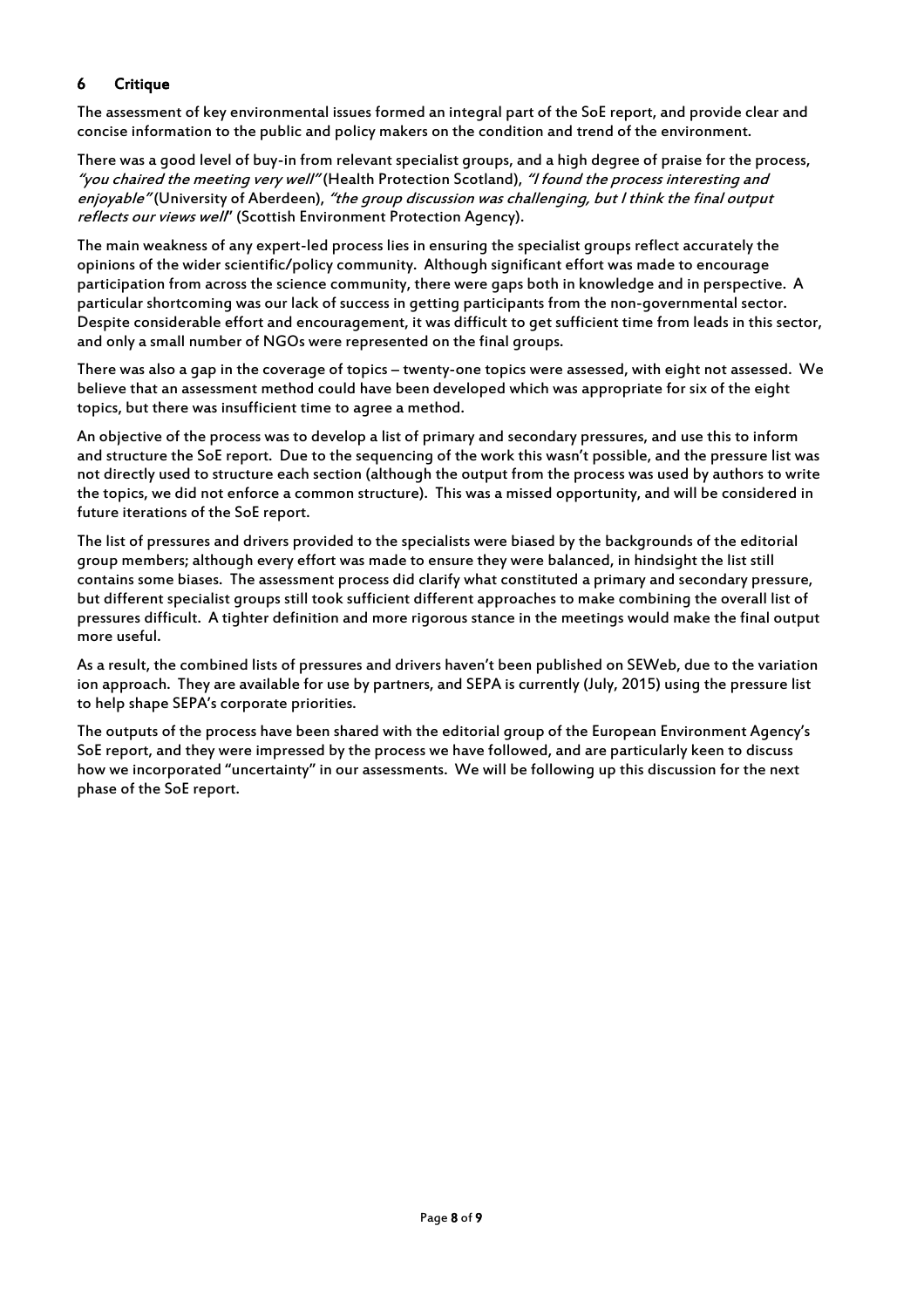## 6 Critique

The assessment of key environmental issues formed an integral part of the SoE report, and provide clear and concise information to the public and policy makers on the condition and trend of the environment.

There was a good level of buy-in from relevant specialist groups, and a high degree of praise for the process, *"you chaired the meeting very well"* (Health Protection Scotland), *"I found the process interesting and enjoyable"* (University of Aberdeen), *"the group discussion was challenging, but I think the final output reflects our views well*" (Scottish Environment Protection Agency).

The main weakness of any expert-led process lies in ensuring the specialist groups reflect accurately the opinions of the wider scientific/policy community. Although significant effort was made to encourage participation from across the science community, there were gaps both in knowledge and in perspective. A particular shortcoming was our lack of success in getting participants from the non-governmental sector. Despite considerable effort and encouragement, it was difficult to get sufficient time from leads in this sector, and only a small number of NGOs were represented on the final groups.

There was also a gap in the coverage of topics – twenty-one topics were assessed, with eight not assessed. We believe that an assessment method could have been developed which was appropriate for six of the eight topics, but there was insufficient time to agree a method.

An objective of the process was to develop a list of primary and secondary pressures, and use this to inform and structure the SoE report. Due to the sequencing of the work this wasn't possible, and the pressure list was not directly used to structure each section (although the output from the process was used by authors to write the topics, we did not enforce a common structure). This was a missed opportunity, and will be considered in future iterations of the SoE report.

The list of pressures and drivers provided to the specialists were biased by the backgrounds of the editorial group members; although every effort was made to ensure they were balanced, in hindsight the list still contains some biases. The assessment process did clarify what constituted a primary and secondary pressure, but different specialist groups still took sufficient different approaches to make combining the overall list of pressures difficult. A tighter definition and more rigorous stance in the meetings would make the final output more useful.

As a result, the combined lists of pressures and drivers haven't been published on SEWeb, due to the variation ion approach. They are available for use by partners, and SEPA is currently (July, 2015) using the pressure list to help shape SEPA's corporate priorities.

The outputs of the process have been shared with the editorial group of the European Environment Agency's SoE report, and they were impressed by the process we have followed, and are particularly keen to discuss how we incorporated "uncertainty" in our assessments. We will be following up this discussion for the next phase of the SoE report.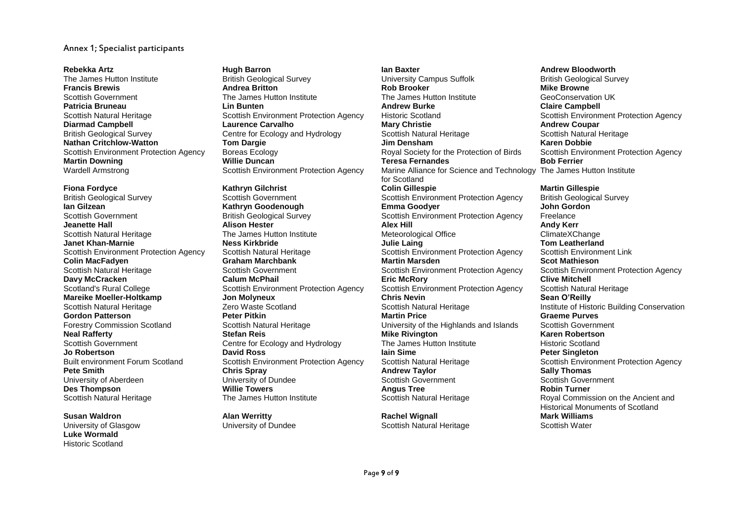## Annex 1; Specialist participants

**Rebekka Artz**
The James Hutton Institute
**Francis Brewis**
Scottish Government
**Patricia Bruneau**
Scottish Natural Heritage
**Diarmad Campbell**
British Geological Survey
**Nathan Critchlow-Watton**
Scottish Environment Protection Agency
**Martin Downing**
Wardell Armstrong

**Hugh Barron**
British Geological Survey
**Andrea Britton**
The James Hutton Institute
**Lin Bunten**
Scottish Environment Protection Agency
**Laurence Carvalho**
Centre for Ecology and Hydrology
**Tom Dargie**
Boreas Ecology
**Willie Duncan**
Scottish Environment Protection Agency

**Ian Baxter**
University Campus Suffolk
**Rob Brooker**
The James Hutton Institute
**Andrew Burke**
Historic Scotland
**Mary Christie**
Scottish Natural Heritage
**Jim Densham**
Royal Society for the Protection of Birds
**Teresa Fernandes**
Marine Alliance for Science and Technology for Scotland

**Andrew Bloodworth**
British Geological Survey
**Mike Browne**
GeoConservation UK
**Claire Campbell**
Scottish Environment Protection Agency
**Andrew Coupar**
Scottish Natural Heritage
**Karen Dobbie**
Scottish Environment Protection Agency
**Bob Ferrier**
The James Hutton Institute

**Fiona Fordyce**
British Geological Survey
**Ian Gilzean**
Scottish Government
**Jeanette Hall**
Scottish Natural Heritage
**Janet Khan-Marnie**
Scottish Environment Protection Agency
**Colin MacFadyen**
Scottish Natural Heritage
**Davy McCracken**
Scotland's Rural College
**Mareike Moeller-Holtkamp**
Scottish Natural Heritage
**Gordon Patterson**
Forestry Commission Scotland
**Neal Rafferty**
Scottish Government
**Jo Robertson**
Built environment Forum Scotland
**Pete Smith**
University of Aberdeen
**Des Thompson**
Scottish Natural Heritage

**Kathryn Gilchrist**
Scottish Government
**Kathryn Goodenough**
British Geological Survey
**Alison Hester**
The James Hutton Institute
**Ness Kirkbride**
Scottish Natural Heritage
**Graham Marchbank**
Scottish Government
**Calum McPhail**
Scottish Environment Protection Agency
**Jon Molyneux**
Zero Waste Scotland
**Peter Pitkin**
Scottish Natural Heritage
**Stefan Reis**
Centre for Ecology and Hydrology
**David Ross**
Scottish Environment Protection Agency
**Chris Spray**
University of Dundee
**Willie Towers**
The James Hutton Institute

**Colin Gillespie**
Scottish Environment Protection Agency
**Emma Goodyer**
Scottish Environment Protection Agency
**Alex Hill**
Meteorological Office
**Julie Laing**
Scottish Environment Protection Agency
**Martin Marsden**
Scottish Environment Protection Agency
**Eric McRory**
Scottish Environment Protection Agency
**Chris Nevin**
Scottish Natural Heritage
**Martin Price**
University of the Highlands and Islands
**Mike Rivington**
The James Hutton Institute
**Iain Sime**
Scottish Natural Heritage
**Andrew Taylor**
Scottish Government
**Angus Tree**
Scottish Natural Heritage

**Martin Gillespie**
British Geological Survey
**John Gordon**
Freelance
**Andy Kerr**
ClimateXChange
**Tom Leatherland**
Scottish Environment Link
**Scot Mathieson**
Scottish Environment Protection Agency
**Clive Mitchell**
Scottish Natural Heritage
**Sean O'Reilly**
Institute of Historic Building Conservation
**Graeme Purves**
Scottish Government
**Karen Robertson**
Historic Scotland
**Peter Singleton**
Scottish Environment Protection Agency
**Sally Thomas**
Scottish Government
**Robin Turner**
Royal Commission on the Ancient and Historical Monuments of Scotland

**Susan Waldron**
University of Glasgow
**Luke Wormald**
Historic Scotland

**Alan Werritty**
University of Dundee

**Rachel Wignall**
Scottish Natural Heritage

**Mark Williams**
Scottish Water